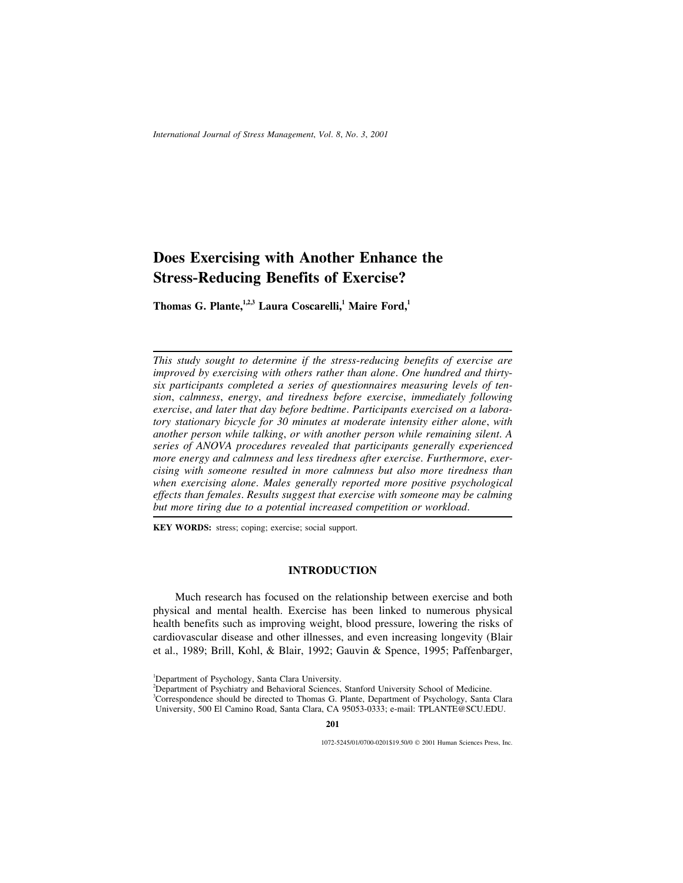# Does Exercising with Another Enhance the Stress-Reducing Benefits of Exercise?

**Thomas G. Plante,[1,2,3] Laura Coscarelli,[1] Maire Ford,[1]**

---

*This study sought to determine if the stress-reducing benefits of exercise are improved by exercising with others rather than alone. One hundred and thirty-six participants completed a series of questionnaires measuring levels of tension, calmness, energy, and tiredness before exercise, immediately following exercise, and later that day before bedtime. Participants exercised on a laboratory stationary bicycle for 30 minutes at moderate intensity either alone, with another person while talking, or with another person while remaining silent. A series of ANOVA procedures revealed that participants generally experienced more energy and calmness and less tiredness after exercise. Furthermore, exercising with someone resulted in more calmness but also more tiredness than when exercising alone. Males generally reported more positive psychological effects than females. Results suggest that exercise with someone may be calming but more tiring due to a potential increased competition or workload.*

---

**KEY WORDS:** stress; coping; exercise; social support.

## INTRODUCTION

Much research has focused on the relationship between exercise and both physical and mental health. Exercise has been linked to numerous physical health benefits such as improving weight, blood pressure, lowering the risks of cardiovascular disease and other illnesses, and even increasing longevity (Blair et al., 1989; Brill, Kohl, & Blair, 1992; Gauvin & Spence, 1995; Paffenbarger,

[1]Department of Psychology, Santa Clara University.

[2]Department of Psychiatry and Behavioral Sciences, Stanford University School of Medicine.

[3]Correspondence should be directed to Thomas G. Plante, Department of Psychology, Santa Clara University, 500 El Camino Road, Santa Clara, CA 95053-0333; e-mail: TPLANTE@SCU.EDU.

1072-5245/01/0700-0201$19.50/0 © 2001 Human Sciences Press, Inc.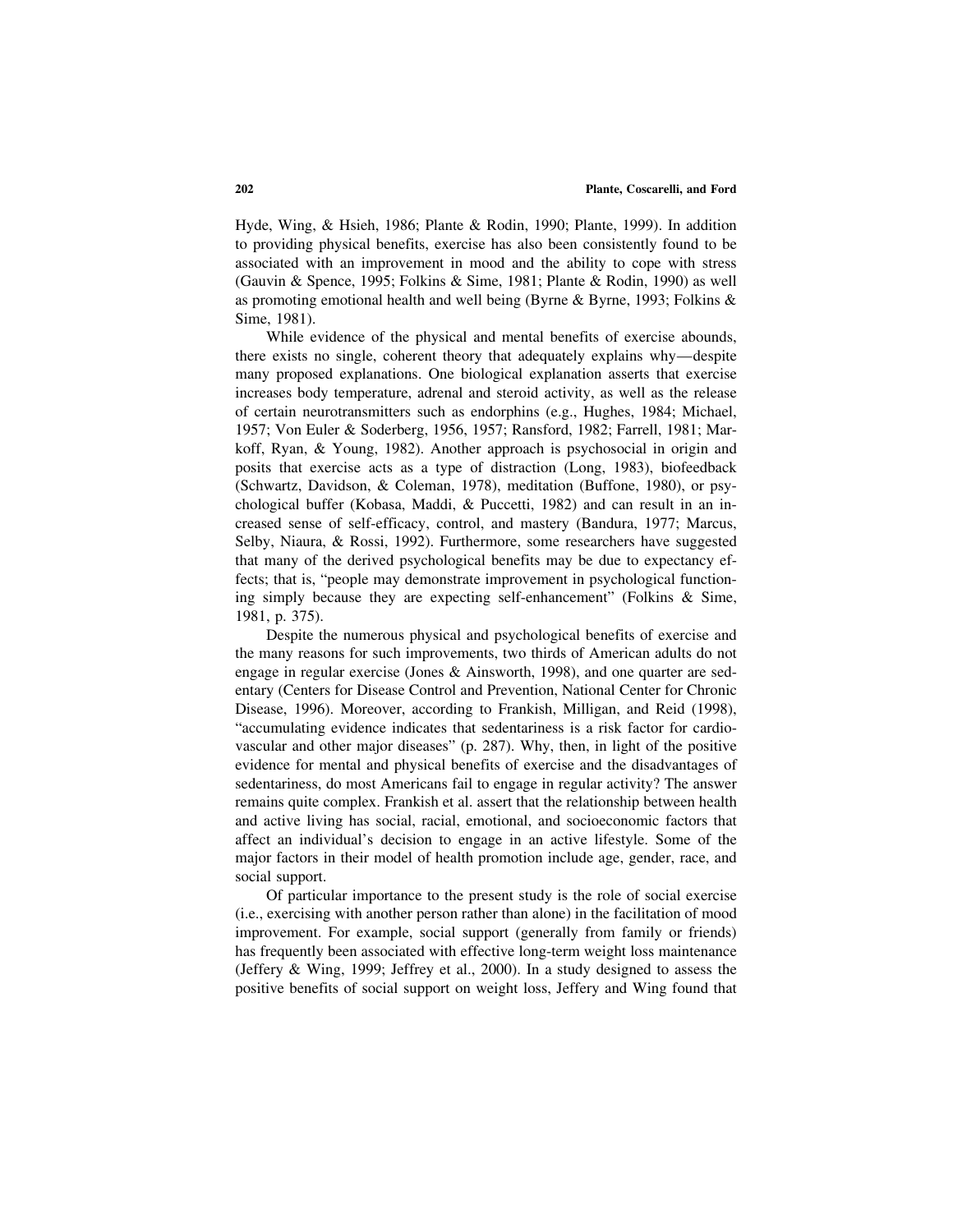Hyde, Wing, & Hsieh, 1986; Plante & Rodin, 1990; Plante, 1999). In addition to providing physical benefits, exercise has also been consistently found to be associated with an improvement in mood and the ability to cope with stress (Gauvin & Spence, 1995; Folkins & Sime, 1981; Plante & Rodin, 1990) as well as promoting emotional health and well being (Byrne & Byrne, 1993; Folkins & Sime, 1981).

While evidence of the physical and mental benefits of exercise abounds, there exists no single, coherent theory that adequately explains why—despite many proposed explanations. One biological explanation asserts that exercise increases body temperature, adrenal and steroid activity, as well as the release of certain neurotransmitters such as endorphins (e.g., Hughes, 1984; Michael, 1957; Von Euler & Soderberg, 1956, 1957; Ransford, 1982; Farrell, 1981; Markoff, Ryan, & Young, 1982). Another approach is psychosocial in origin and posits that exercise acts as a type of distraction (Long, 1983), biofeedback (Schwartz, Davidson, & Coleman, 1978), meditation (Buffone, 1980), or psychological buffer (Kobasa, Maddi, & Puccetti, 1982) and can result in an increased sense of self-efficacy, control, and mastery (Bandura, 1977; Marcus, Selby, Niaura, & Rossi, 1992). Furthermore, some researchers have suggested that many of the derived psychological benefits may be due to expectancy effects; that is, "people may demonstrate improvement in psychological functioning simply because they are expecting self-enhancement" (Folkins & Sime, 1981, p. 375).

Despite the numerous physical and psychological benefits of exercise and the many reasons for such improvements, two thirds of American adults do not engage in regular exercise (Jones & Ainsworth, 1998), and one quarter are sedentary (Centers for Disease Control and Prevention, National Center for Chronic Disease, 1996). Moreover, according to Frankish, Milligan, and Reid (1998), "accumulating evidence indicates that sedentariness is a risk factor for cardiovascular and other major diseases" (p. 287). Why, then, in light of the positive evidence for mental and physical benefits of exercise and the disadvantages of sedentariness, do most Americans fail to engage in regular activity? The answer remains quite complex. Frankish et al. assert that the relationship between health and active living has social, racial, emotional, and socioeconomic factors that affect an individual's decision to engage in an active lifestyle. Some of the major factors in their model of health promotion include age, gender, race, and social support.

Of particular importance to the present study is the role of social exercise (i.e., exercising with another person rather than alone) in the facilitation of mood improvement. For example, social support (generally from family or friends) has frequently been associated with effective long-term weight loss maintenance (Jeffery & Wing, 1999; Jeffrey et al., 2000). In a study designed to assess the positive benefits of social support on weight loss, Jeffery and Wing found that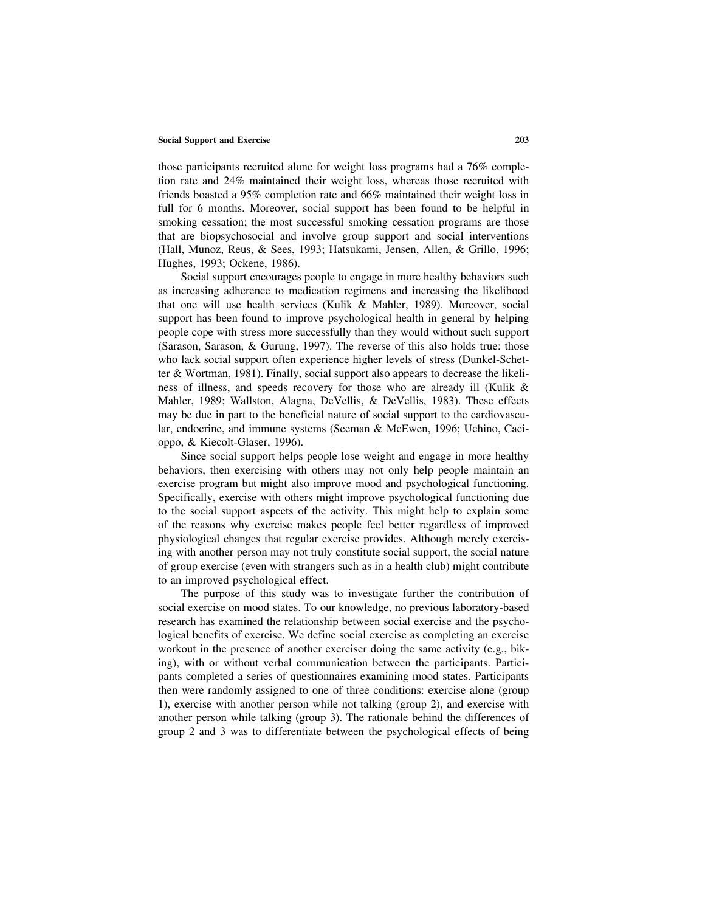those participants recruited alone for weight loss programs had a 76% completion rate and 24% maintained their weight loss, whereas those recruited with friends boasted a 95% completion rate and 66% maintained their weight loss in full for 6 months. Moreover, social support has been found to be helpful in smoking cessation; the most successful smoking cessation programs are those that are biopsychosocial and involve group support and social interventions (Hall, Munoz, Reus, & Sees, 1993; Hatsukami, Jensen, Allen, & Grillo, 1996; Hughes, 1993; Ockene, 1986).

Social support encourages people to engage in more healthy behaviors such as increasing adherence to medication regimens and increasing the likelihood that one will use health services (Kulik & Mahler, 1989). Moreover, social support has been found to improve psychological health in general by helping people cope with stress more successfully than they would without such support (Sarason, Sarason, & Gurung, 1997). The reverse of this also holds true: those who lack social support often experience higher levels of stress (Dunkel-Schetter & Wortman, 1981). Finally, social support also appears to decrease the likeliness of illness, and speeds recovery for those who are already ill (Kulik & Mahler, 1989; Wallston, Alagna, DeVellis, & DeVellis, 1983). These effects may be due in part to the beneficial nature of social support to the cardiovascular, endocrine, and immune systems (Seeman & McEwen, 1996; Uchino, Cacioppo, & Kiecolt-Glaser, 1996).

Since social support helps people lose weight and engage in more healthy behaviors, then exercising with others may not only help people maintain an exercise program but might also improve mood and psychological functioning. Specifically, exercise with others might improve psychological functioning due to the social support aspects of the activity. This might help to explain some of the reasons why exercise makes people feel better regardless of improved physiological changes that regular exercise provides. Although merely exercising with another person may not truly constitute social support, the social nature of group exercise (even with strangers such as in a health club) might contribute to an improved psychological effect.

The purpose of this study was to investigate further the contribution of social exercise on mood states. To our knowledge, no previous laboratory-based research has examined the relationship between social exercise and the psychological benefits of exercise. We define social exercise as completing an exercise workout in the presence of another exerciser doing the same activity (e.g., biking), with or without verbal communication between the participants. Participants completed a series of questionnaires examining mood states. Participants then were randomly assigned to one of three conditions: exercise alone (group 1), exercise with another person while not talking (group 2), and exercise with another person while talking (group 3). The rationale behind the differences of group 2 and 3 was to differentiate between the psychological effects of being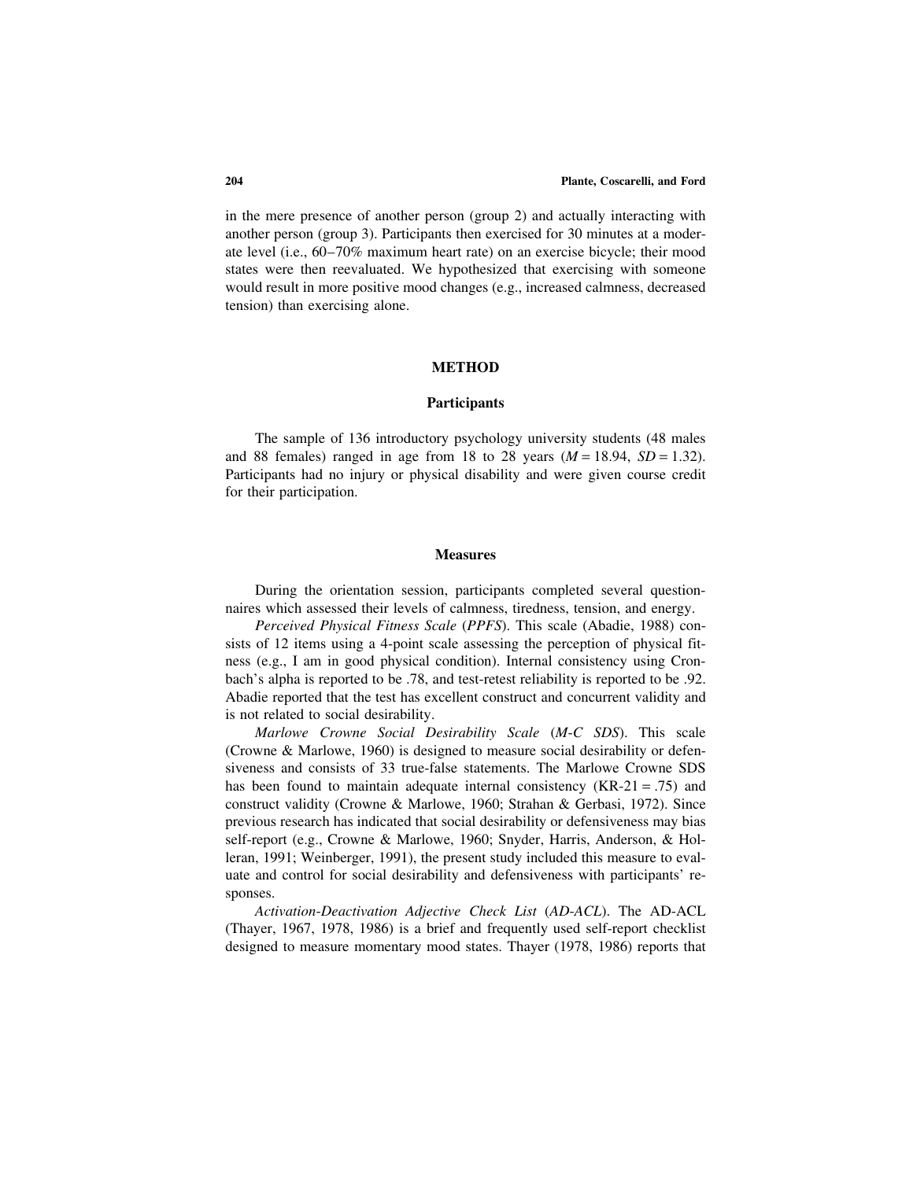in the mere presence of another person (group 2) and actually interacting with another person (group 3). Participants then exercised for 30 minutes at a moderate level (i.e., 60–70% maximum heart rate) on an exercise bicycle; their mood states were then reevaluated. We hypothesized that exercising with someone would result in more positive mood changes (e.g., increased calmness, decreased tension) than exercising alone.

## METHOD

### Participants

The sample of 136 introductory psychology university students (48 males and 88 females) ranged in age from 18 to 28 years ($M = 18.94$, $SD = 1.32$). Participants had no injury or physical disability and were given course credit for their participation.

### Measures

During the orientation session, participants completed several questionnaires which assessed their levels of calmness, tiredness, tension, and energy.

*Perceived Physical Fitness Scale* (*PPFS*). This scale (Abadie, 1988) consists of 12 items using a 4-point scale assessing the perception of physical fitness (e.g., I am in good physical condition). Internal consistency using Cronbach's alpha is reported to be .78, and test-retest reliability is reported to be .92. Abadie reported that the test has excellent construct and concurrent validity and is not related to social desirability.

*Marlowe Crowne Social Desirability Scale* (*M-C SDS*). This scale (Crowne & Marlowe, 1960) is designed to measure social desirability or defensiveness and consists of 33 true-false statements. The Marlowe Crowne SDS has been found to maintain adequate internal consistency (KR-21 = .75) and construct validity (Crowne & Marlowe, 1960; Strahan & Gerbasi, 1972). Since previous research has indicated that social desirability or defensiveness may bias self-report (e.g., Crowne & Marlowe, 1960; Snyder, Harris, Anderson, & Holleran, 1991; Weinberger, 1991), the present study included this measure to evaluate and control for social desirability and defensiveness with participants' responses.

*Activation-Deactivation Adjective Check List* (*AD-ACL*). The AD-ACL (Thayer, 1967, 1978, 1986) is a brief and frequently used self-report checklist designed to measure momentary mood states. Thayer (1978, 1986) reports that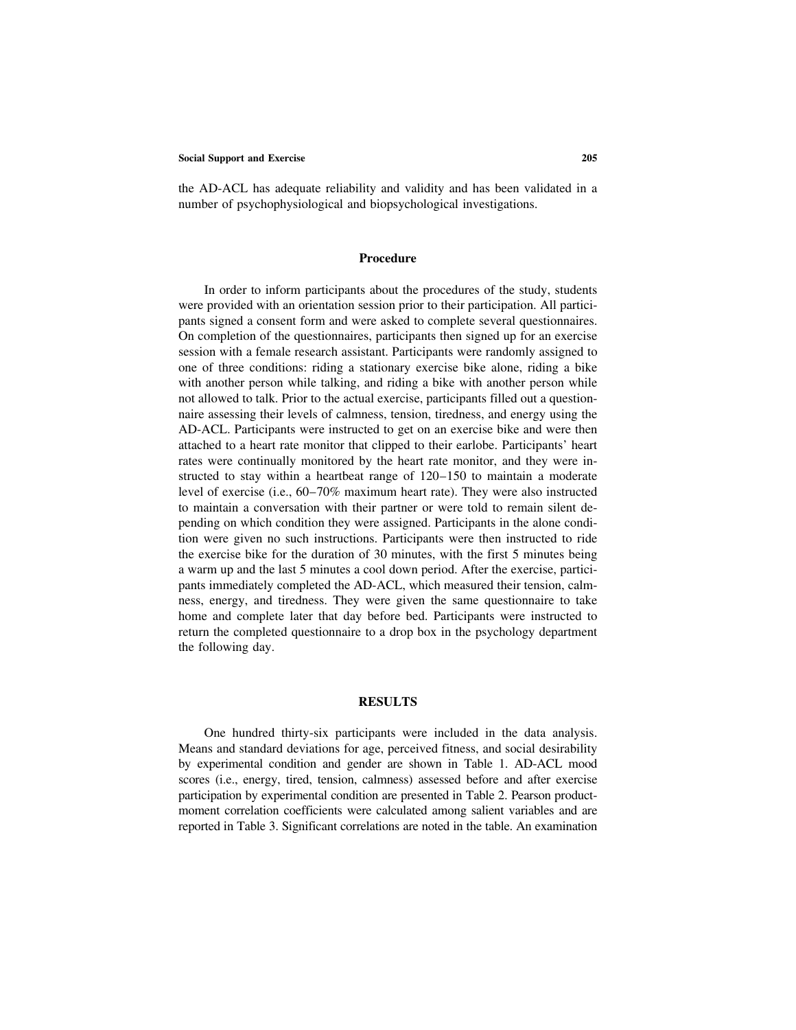the AD-ACL has adequate reliability and validity and has been validated in a number of psychophysiological and biopsychological investigations.

### Procedure

In order to inform participants about the procedures of the study, students were provided with an orientation session prior to their participation. All participants signed a consent form and were asked to complete several questionnaires. On completion of the questionnaires, participants then signed up for an exercise session with a female research assistant. Participants were randomly assigned to one of three conditions: riding a stationary exercise bike alone, riding a bike with another person while talking, and riding a bike with another person while not allowed to talk. Prior to the actual exercise, participants filled out a questionnaire assessing their levels of calmness, tension, tiredness, and energy using the AD-ACL. Participants were instructed to get on an exercise bike and were then attached to a heart rate monitor that clipped to their earlobe. Participants' heart rates were continually monitored by the heart rate monitor, and they were instructed to stay within a heartbeat range of 120–150 to maintain a moderate level of exercise (i.e., 60–70% maximum heart rate). They were also instructed to maintain a conversation with their partner or were told to remain silent depending on which condition they were assigned. Participants in the alone condition were given no such instructions. Participants were then instructed to ride the exercise bike for the duration of 30 minutes, with the first 5 minutes being a warm up and the last 5 minutes a cool down period. After the exercise, participants immediately completed the AD-ACL, which measured their tension, calmness, energy, and tiredness. They were given the same questionnaire to take home and complete later that day before bed. Participants were instructed to return the completed questionnaire to a drop box in the psychology department the following day.

## RESULTS

One hundred thirty-six participants were included in the data analysis. Means and standard deviations for age, perceived fitness, and social desirability by experimental condition and gender are shown in Table 1. AD-ACL mood scores (i.e., energy, tired, tension, calmness) assessed before and after exercise participation by experimental condition are presented in Table 2. Pearson product-moment correlation coefficients were calculated among salient variables and are reported in Table 3. Significant correlations are noted in the table. An examination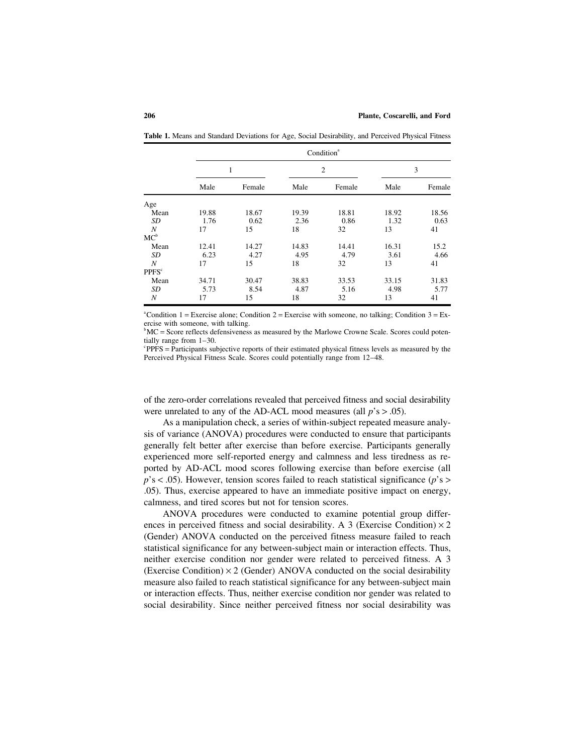**Table 1.** Means and Standard Deviations for Age, Social Desirability, and Perceived Physical Fitness

| | Condition[a] | | | | | |
|---|---|---|---|---|---|---|
| | 1 | | 2 | | 3 | |
| | Male | Female | Male | Female | Male | Female |
| Age | | | | | | |
| Mean | 19.88 | 18.67 | 19.39 | 18.81 | 18.92 | 18.56 |
| *SD* | 1.76 | 0.62 | 2.36 | 0.86 | 1.32 | 0.63 |
| *N* | 17 | 15 | 18 | 32 | 13 | 41 |
| MC[b] | | | | | | |
| Mean | 12.41 | 14.27 | 14.83 | 14.41 | 16.31 | 15.2 |
| *SD* | 6.23 | 4.27 | 4.95 | 4.79 | 3.61 | 4.66 |
| *N* | 17 | 15 | 18 | 32 | 13 | 41 |
| PPFS[c] | | | | | | |
| Mean | 34.71 | 30.47 | 38.83 | 33.53 | 33.15 | 31.83 |
| *SD* | 5.73 | 8.54 | 4.87 | 5.16 | 4.98 | 5.77 |
| *N* | 17 | 15 | 18 | 32 | 13 | 41 |

[a]Condition 1 = Exercise alone; Condition 2 = Exercise with someone, no talking; Condition 3 = Exercise with someone, with talking.
[b]MC = Score reflects defensiveness as measured by the Marlowe Crowne Scale. Scores could potentially range from 1–30.
[c]PPFS = Participants subjective reports of their estimated physical fitness levels as measured by the Perceived Physical Fitness Scale. Scores could potentially range from 12–48.

of the zero-order correlations revealed that perceived fitness and social desirability were unrelated to any of the AD-ACL mood measures (all $p$'s > .05).

As a manipulation check, a series of within-subject repeated measure analysis of variance (ANOVA) procedures were conducted to ensure that participants generally felt better after exercise than before exercise. Participants generally experienced more self-reported energy and calmness and less tiredness as reported by AD-ACL mood scores following exercise than before exercise (all $p$'s < .05). However, tension scores failed to reach statistical significance ($p$'s > .05). Thus, exercise appeared to have an immediate positive impact on energy, calmness, and tired scores but not for tension scores.

ANOVA procedures were conducted to examine potential group differences in perceived fitness and social desirability. A 3 (Exercise Condition) × 2 (Gender) ANOVA conducted on the perceived fitness measure failed to reach statistical significance for any between-subject main or interaction effects. Thus, neither exercise condition nor gender were related to perceived fitness. A 3 (Exercise Condition) × 2 (Gender) ANOVA conducted on the social desirability measure also failed to reach statistical significance for any between-subject main or interaction effects. Thus, neither exercise condition nor gender was related to social desirability. Since neither perceived fitness nor social desirability was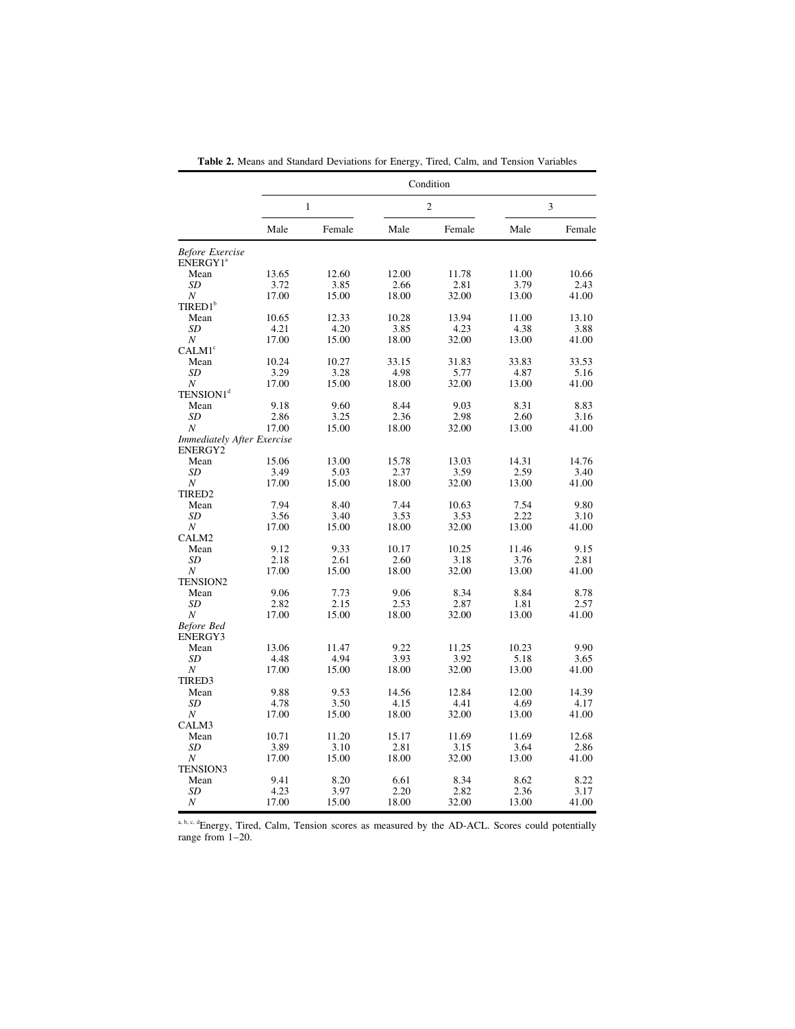**Table 2.** Means and Standard Deviations for Energy, Tired, Calm, and Tension Variables

| | Condition | | | | | |
|---|---|---|---|---|---|---|
| | 1 | | 2 | | 3 | |
| | Male | Female | Male | Female | Male | Female |
| *Before Exercise* | | | | | | |
| ENERGY1[a] | | | | | | |
| Mean | 13.65 | 12.60 | 12.00 | 11.78 | 11.00 | 10.66 |
| *SD* | 3.72 | 3.85 | 2.66 | 2.81 | 3.79 | 2.43 |
| *N* | 17.00 | 15.00 | 18.00 | 32.00 | 13.00 | 41.00 |
| TIRED1[b] | | | | | | |
| Mean | 10.65 | 12.33 | 10.28 | 13.94 | 11.00 | 13.10 |
| *SD* | 4.21 | 4.20 | 3.85 | 4.23 | 4.38 | 3.88 |
| *N* | 17.00 | 15.00 | 18.00 | 32.00 | 13.00 | 41.00 |
| CALM1[c] | | | | | | |
| Mean | 10.24 | 10.27 | 33.15 | 31.83 | 33.83 | 33.53 |
| *SD* | 3.29 | 3.28 | 4.98 | 5.77 | 4.87 | 5.16 |
| *N* | 17.00 | 15.00 | 18.00 | 32.00 | 13.00 | 41.00 |
| TENSION1[d] | | | | | | |
| Mean | 9.18 | 9.60 | 8.44 | 9.03 | 8.31 | 8.83 |
| *SD* | 2.86 | 3.25 | 2.36 | 2.98 | 2.60 | 3.16 |
| *N* | 17.00 | 15.00 | 18.00 | 32.00 | 13.00 | 41.00 |
| *Immediately After Exercise* | | | | | | |
| ENERGY2 | | | | | | |
| Mean | 15.06 | 13.00 | 15.78 | 13.03 | 14.31 | 14.76 |
| *SD* | 3.49 | 5.03 | 2.37 | 3.59 | 2.59 | 3.40 |
| *N* | 17.00 | 15.00 | 18.00 | 32.00 | 13.00 | 41.00 |
| TIRED2 | | | | | | |
| Mean | 7.94 | 8.40 | 7.44 | 10.63 | 7.54 | 9.80 |
| *SD* | 3.56 | 3.40 | 3.53 | 3.53 | 2.22 | 3.10 |
| *N* | 17.00 | 15.00 | 18.00 | 32.00 | 13.00 | 41.00 |
| CALM2 | | | | | | |
| Mean | 9.12 | 9.33 | 10.17 | 10.25 | 11.46 | 9.15 |
| *SD* | 2.18 | 2.61 | 2.60 | 3.18 | 3.76 | 2.81 |
| *N* | 17.00 | 15.00 | 18.00 | 32.00 | 13.00 | 41.00 |
| TENSION2 | | | | | | |
| Mean | 9.06 | 7.73 | 9.06 | 8.34 | 8.84 | 8.78 |
| *SD* | 2.82 | 2.15 | 2.53 | 2.87 | 1.81 | 2.57 |
| *N* | 17.00 | 15.00 | 18.00 | 32.00 | 13.00 | 41.00 |
| *Before Bed* | | | | | | |
| ENERGY3 | | | | | | |
| Mean | 13.06 | 11.47 | 9.22 | 11.25 | 10.23 | 9.90 |
| *SD* | 4.48 | 4.94 | 3.93 | 3.92 | 5.18 | 3.65 |
| *N* | 17.00 | 15.00 | 18.00 | 32.00 | 13.00 | 41.00 |
| TIRED3 | | | | | | |
| Mean | 9.88 | 9.53 | 14.56 | 12.84 | 12.00 | 14.39 |
| *SD* | 4.78 | 3.50 | 4.15 | 4.41 | 4.69 | 4.17 |
| *N* | 17.00 | 15.00 | 18.00 | 32.00 | 13.00 | 41.00 |
| CALM3 | | | | | | |
| Mean | 10.71 | 11.20 | 15.17 | 11.69 | 11.69 | 12.68 |
| *SD* | 3.89 | 3.10 | 2.81 | 3.15 | 3.64 | 2.86 |
| *N* | 17.00 | 15.00 | 18.00 | 32.00 | 13.00 | 41.00 |
| TENSION3 | | | | | | |
| Mean | 9.41 | 8.20 | 6.61 | 8.34 | 8.62 | 8.22 |
| *SD* | 4.23 | 3.97 | 2.20 | 2.82 | 2.36 | 3.17 |
| *N* | 17.00 | 15.00 | 18.00 | 32.00 | 13.00 | 41.00 |

[a, b, c, d]Energy, Tired, Calm, Tension scores as measured by the AD-ACL. Scores could potentially range from 1–20.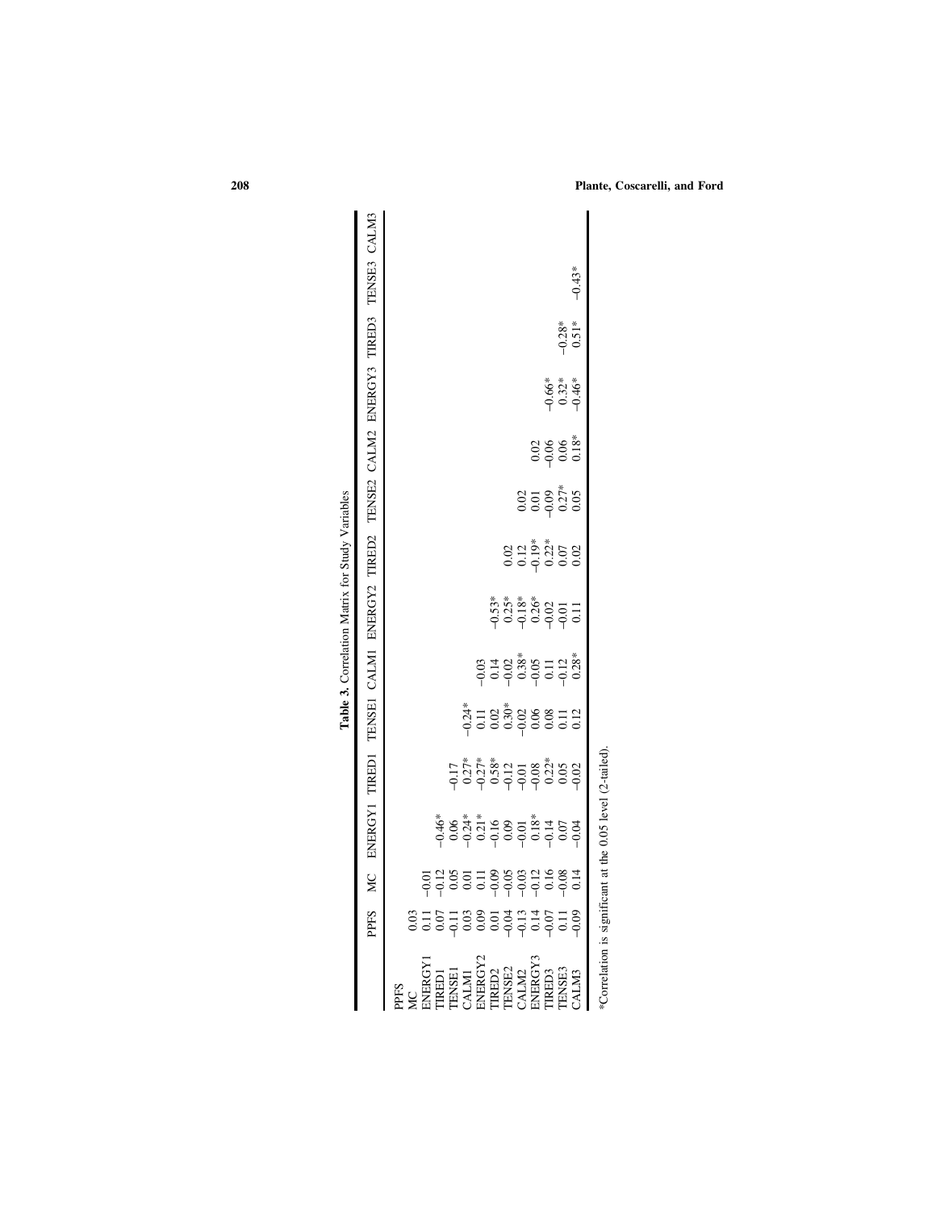**Table 3.** Correlation Matrix for Study Variables

| | PPFS | MC | ENERGY1 | TIRED1 | TENSE1 | CALM1 | ENERGY2 | TIRED2 | TENSE2 | CALM2 | ENERGY3 | TIRED3 | TENSE3 | CALM3 |
|---|---|---|---|---|---|---|---|---|---|---|---|---|---|---|
| PPFS | | | | | | | | | | | | | | |
| MC | 0.03 | | | | | | | | | | | | | |
| ENERGY1 | 0.11 | −0.01 | | | | | | | | | | | | |
| TIRED1 | 0.07 | −0.12 | −0.46* | | | | | | | | | | | |
| TENSE1 | −0.11 | 0.05 | 0.06 | −0.17 | | | | | | | | | | |
| CALM1 | 0.03 | 0.01 | −0.24* | 0.27* | −0.24* | | | | | | | | | |
| ENERGY2 | 0.09 | 0.11 | 0.21* | −0.27* | 0.11 | −0.03 | | | | | | | | |
| TIRED2 | 0.01 | −0.09 | −0.16 | 0.58* | 0.02 | 0.14 | −0.53* | | | | | | | |
| TENSE2 | −0.04 | −0.05 | 0.09 | −0.12 | 0.30* | −0.02 | 0.25* | 0.02 | | | | | | |
| CALM2 | −0.13 | −0.03 | −0.01 | −0.01 | −0.02 | 0.38* | −0.18* | 0.12 | 0.02 | | | | | |
| ENERGY3 | 0.14 | −0.12 | 0.18* | −0.08 | 0.06 | −0.05 | 0.26* | −0.19* | 0.01 | 0.02 | | | | |
| TIRED3 | −0.07 | 0.16 | −0.14 | 0.22* | 0.08 | 0.11 | −0.02 | 0.22* | −0.09 | −0.06 | −0.66* | | | |
| TENSE3 | 0.11 | −0.08 | 0.07 | 0.05 | 0.11 | −0.12 | −0.01 | 0.07 | 0.27* | 0.06 | 0.32* | −0.28* | | |
| CALM3 | −0.09 | 0.14 | −0.04 | −0.02 | 0.12 | 0.28* | 0.11 | 0.02 | 0.05 | 0.18* | −0.46* | 0.51* | −0.43* | |

*Correlation is significant at the 0.05 level (2-tailed).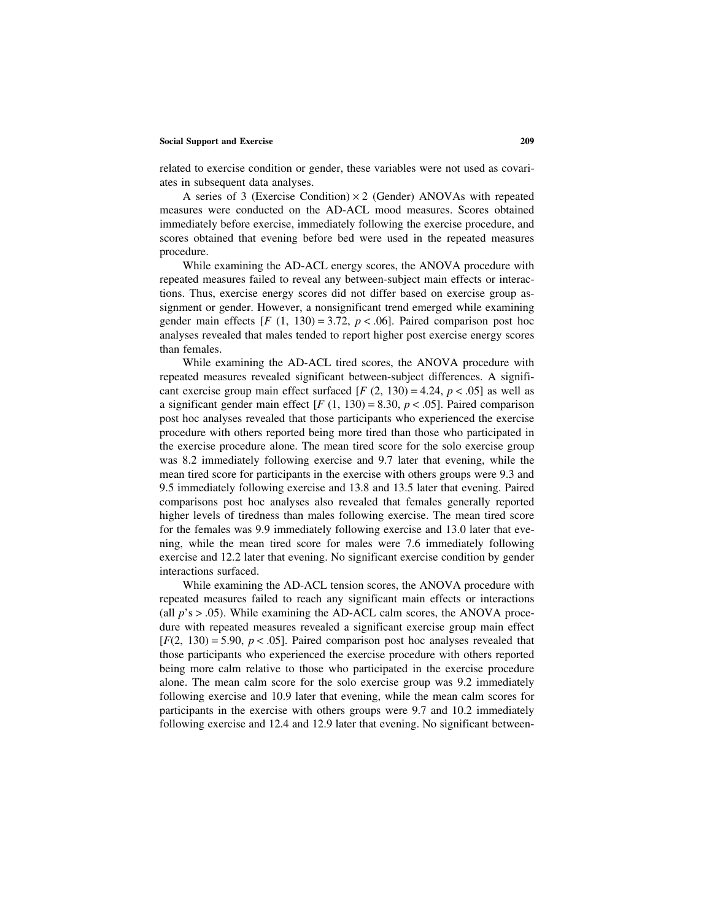related to exercise condition or gender, these variables were not used as covariates in subsequent data analyses.

A series of 3 (Exercise Condition) × 2 (Gender) ANOVAs with repeated measures were conducted on the AD-ACL mood measures. Scores obtained immediately before exercise, immediately following the exercise procedure, and scores obtained that evening before bed were used in the repeated measures procedure.

While examining the AD-ACL energy scores, the ANOVA procedure with repeated measures failed to reveal any between-subject main effects or interactions. Thus, exercise energy scores did not differ based on exercise group assignment or gender. However, a nonsignificant trend emerged while examining gender main effects [$F$ (1, 130) = 3.72, $p < .06$]. Paired comparison post hoc analyses revealed that males tended to report higher post exercise energy scores than females.

While examining the AD-ACL tired scores, the ANOVA procedure with repeated measures revealed significant between-subject differences. A significant exercise group main effect surfaced [$F$ (2, 130) = 4.24, $p < .05$] as well as a significant gender main effect [$F$ (1, 130) = 8.30, $p < .05$]. Paired comparison post hoc analyses revealed that those participants who experienced the exercise procedure with others reported being more tired than those who participated in the exercise procedure alone. The mean tired score for the solo exercise group was 8.2 immediately following exercise and 9.7 later that evening, while the mean tired score for participants in the exercise with others groups were 9.3 and 9.5 immediately following exercise and 13.8 and 13.5 later that evening. Paired comparisons post hoc analyses also revealed that females generally reported higher levels of tiredness than males following exercise. The mean tired score for the females was 9.9 immediately following exercise and 13.0 later that evening, while the mean tired score for males were 7.6 immediately following exercise and 12.2 later that evening. No significant exercise condition by gender interactions surfaced.

While examining the AD-ACL tension scores, the ANOVA procedure with repeated measures failed to reach any significant main effects or interactions (all $p$'s > .05). While examining the AD-ACL calm scores, the ANOVA procedure with repeated measures revealed a significant exercise group main effect [$F$(2, 130) = 5.90, $p < .05$]. Paired comparison post hoc analyses revealed that those participants who experienced the exercise procedure with others reported being more calm relative to those who participated in the exercise procedure alone. The mean calm score for the solo exercise group was 9.2 immediately following exercise and 10.9 later that evening, while the mean calm scores for participants in the exercise with others groups were 9.7 and 10.2 immediately following exercise and 12.4 and 12.9 later that evening. No significant between-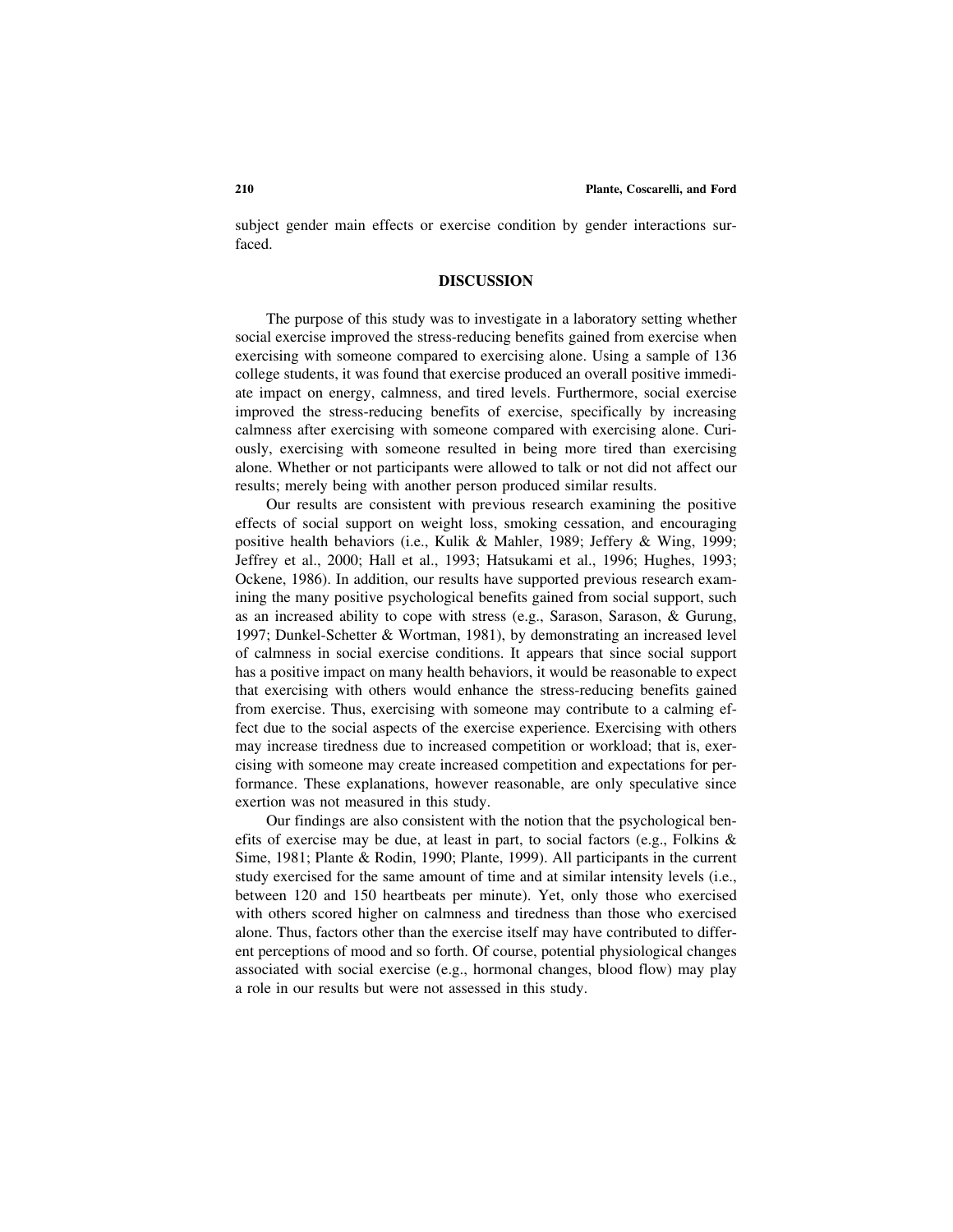subject gender main effects or exercise condition by gender interactions surfaced.

## DISCUSSION

The purpose of this study was to investigate in a laboratory setting whether social exercise improved the stress-reducing benefits gained from exercise when exercising with someone compared to exercising alone. Using a sample of 136 college students, it was found that exercise produced an overall positive immediate impact on energy, calmness, and tired levels. Furthermore, social exercise improved the stress-reducing benefits of exercise, specifically by increasing calmness after exercising with someone compared with exercising alone. Curiously, exercising with someone resulted in being more tired than exercising alone. Whether or not participants were allowed to talk or not did not affect our results; merely being with another person produced similar results.

Our results are consistent with previous research examining the positive effects of social support on weight loss, smoking cessation, and encouraging positive health behaviors (i.e., Kulik & Mahler, 1989; Jeffery & Wing, 1999; Jeffrey et al., 2000; Hall et al., 1993; Hatsukami et al., 1996; Hughes, 1993; Ockene, 1986). In addition, our results have supported previous research examining the many positive psychological benefits gained from social support, such as an increased ability to cope with stress (e.g., Sarason, Sarason, & Gurung, 1997; Dunkel-Schetter & Wortman, 1981), by demonstrating an increased level of calmness in social exercise conditions. It appears that since social support has a positive impact on many health behaviors, it would be reasonable to expect that exercising with others would enhance the stress-reducing benefits gained from exercise. Thus, exercising with someone may contribute to a calming effect due to the social aspects of the exercise experience. Exercising with others may increase tiredness due to increased competition or workload; that is, exercising with someone may create increased competition and expectations for performance. These explanations, however reasonable, are only speculative since exertion was not measured in this study.

Our findings are also consistent with the notion that the psychological benefits of exercise may be due, at least in part, to social factors (e.g., Folkins & Sime, 1981; Plante & Rodin, 1990; Plante, 1999). All participants in the current study exercised for the same amount of time and at similar intensity levels (i.e., between 120 and 150 heartbeats per minute). Yet, only those who exercised with others scored higher on calmness and tiredness than those who exercised alone. Thus, factors other than the exercise itself may have contributed to different perceptions of mood and so forth. Of course, potential physiological changes associated with social exercise (e.g., hormonal changes, blood flow) may play a role in our results but were not assessed in this study.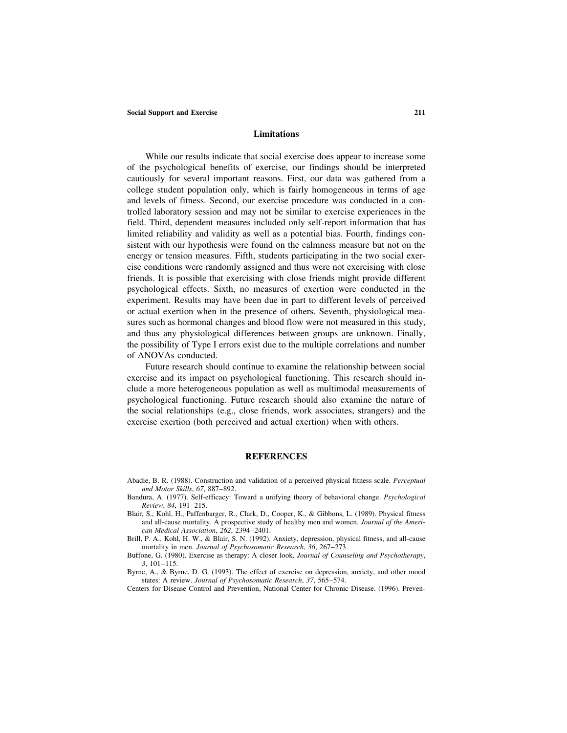## Limitations

While our results indicate that social exercise does appear to increase some of the psychological benefits of exercise, our findings should be interpreted cautiously for several important reasons. First, our data was gathered from a college student population only, which is fairly homogeneous in terms of age and levels of fitness. Second, our exercise procedure was conducted in a controlled laboratory session and may not be similar to exercise experiences in the field. Third, dependent measures included only self-report information that has limited reliability and validity as well as a potential bias. Fourth, findings consistent with our hypothesis were found on the calmness measure but not on the energy or tension measures. Fifth, students participating in the two social exercise conditions were randomly assigned and thus were not exercising with close friends. It is possible that exercising with close friends might provide different psychological effects. Sixth, no measures of exertion were conducted in the experiment. Results may have been due in part to different levels of perceived or actual exertion when in the presence of others. Seventh, physiological measures such as hormonal changes and blood flow were not measured in this study, and thus any physiological differences between groups are unknown. Finally, the possibility of Type I errors exist due to the multiple correlations and number of ANOVAs conducted.

Future research should continue to examine the relationship between social exercise and its impact on psychological functioning. This research should include a more heterogeneous population as well as multimodal measurements of psychological functioning. Future research should also examine the nature of the social relationships (e.g., close friends, work associates, strangers) and the exercise exertion (both perceived and actual exertion) when with others.

## REFERENCES

Abadie, B. R. (1988). Construction and validation of a perceived physical fitness scale. *Perceptual and Motor Skills*, *67*, 887–892.

Bandura, A. (1977). Self-efficacy: Toward a unifying theory of behavioral change. *Psychological Review*, *84*, 191–215.

Blair, S., Kohl, H., Paffenbarger, R., Clark, D., Cooper, K., & Gibbons, L. (1989). Physical fitness and all-cause mortality. A prospective study of healthy men and women. *Journal of the American Medical Association*, *262*, 2394–2401.

Brill, P. A., Kohl, H. W., & Blair, S. N. (1992). Anxiety, depression, physical fitness, and all-cause mortality in men. *Journal of Psychosomatic Research*, *36*, 267–273.

Buffone, G. (1980). Exercise as therapy: A closer look. *Journal of Counseling and Psychotherapy*, *3*, 101–115.

Byrne, A., & Byrne, D. G. (1993). The effect of exercise on depression, anxiety, and other mood states: A review. *Journal of Psychosomatic Research*, *37*, 565–574.

Centers for Disease Control and Prevention, National Center for Chronic Disease. (1996). Preven-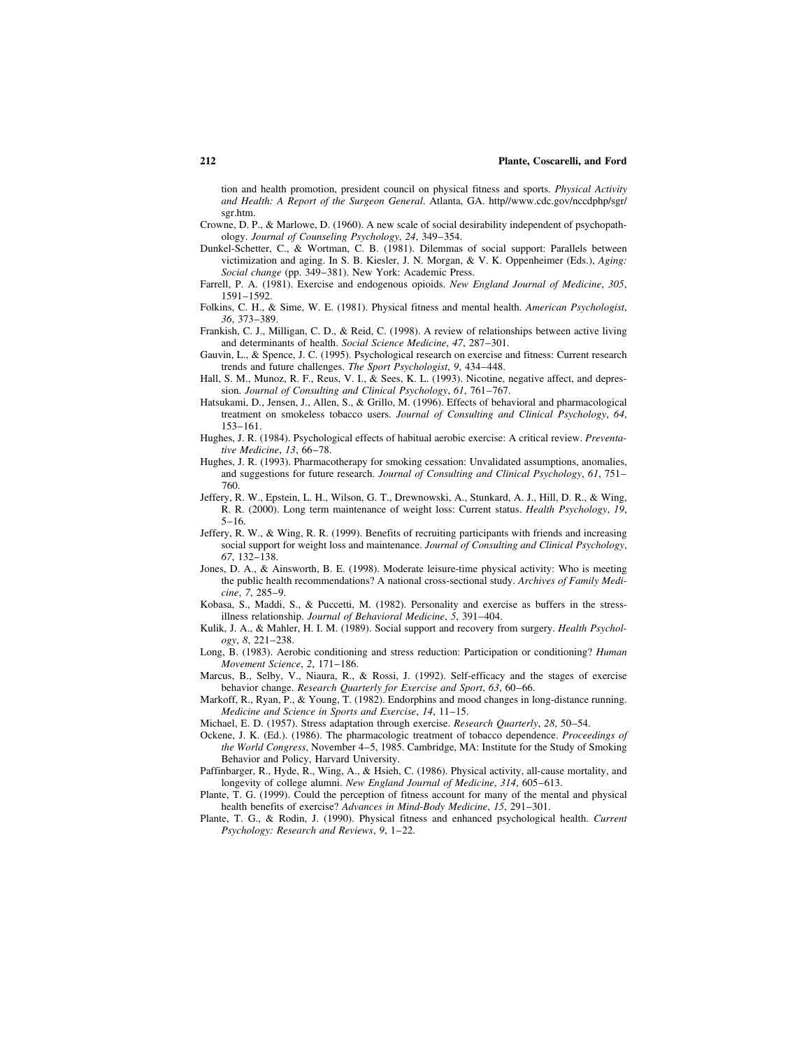tion and health promotion, president council on physical fitness and sports. *Physical Activity and Health: A Report of the Surgeon General*. Atlanta, GA. http//www.cdc.gov/nccdphp/sgr/sgr.htm.

Crowne, D. P., & Marlowe, D. (1960). A new scale of social desirability independent of psychopathology. *Journal of Counseling Psychology*, *24*, 349–354.

Dunkel-Schetter, C., & Wortman, C. B. (1981). Dilemmas of social support: Parallels between victimization and aging. In S. B. Kiesler, J. N. Morgan, & V. K. Oppenheimer (Eds.), *Aging: Social change* (pp. 349–381). New York: Academic Press.

Farrell, P. A. (1981). Exercise and endogenous opioids. *New England Journal of Medicine*, *305*, 1591–1592.

Folkins, C. H., & Sime, W. E. (1981). Physical fitness and mental health. *American Psychologist*, *36*, 373–389.

Frankish, C. J., Milligan, C. D., & Reid, C. (1998). A review of relationships between active living and determinants of health. *Social Science Medicine*, *47*, 287–301.

Gauvin, L., & Spence, J. C. (1995). Psychological research on exercise and fitness: Current research trends and future challenges. *The Sport Psychologist*, *9*, 434–448.

Hall, S. M., Munoz, R. F., Reus, V. I., & Sees, K. L. (1993). Nicotine, negative affect, and depression. *Journal of Consulting and Clinical Psychology*, *61*, 761–767.

Hatsukami, D., Jensen, J., Allen, S., & Grillo, M. (1996). Effects of behavioral and pharmacological treatment on smokeless tobacco users. *Journal of Consulting and Clinical Psychology*, *64*, 153–161.

Hughes, J. R. (1984). Psychological effects of habitual aerobic exercise: A critical review. *Preventative Medicine*, *13*, 66–78.

Hughes, J. R. (1993). Pharmacotherapy for smoking cessation: Unvalidated assumptions, anomalies, and suggestions for future research. *Journal of Consulting and Clinical Psychology*, *61*, 751–760.

Jeffery, R. W., Epstein, L. H., Wilson, G. T., Drewnowski, A., Stunkard, A. J., Hill, D. R., & Wing, R. R. (2000). Long term maintenance of weight loss: Current status. *Health Psychology*, *19*, 5–16.

Jeffery, R. W., & Wing, R. R. (1999). Benefits of recruiting participants with friends and increasing social support for weight loss and maintenance. *Journal of Consulting and Clinical Psychology*, *67*, 132–138.

Jones, D. A., & Ainsworth, B. E. (1998). Moderate leisure-time physical activity: Who is meeting the public health recommendations? A national cross-sectional study. *Archives of Family Medicine*, *7*, 285–9.

Kobasa, S., Maddi, S., & Puccetti, M. (1982). Personality and exercise as buffers in the stress-illness relationship. *Journal of Behavioral Medicine*, *5*, 391–404.

Kulik, J. A., & Mahler, H. I. M. (1989). Social support and recovery from surgery. *Health Psychology*, *8*, 221–238.

Long, B. (1983). Aerobic conditioning and stress reduction: Participation or conditioning? *Human Movement Science*, *2*, 171–186.

Marcus, B., Selby, V., Niaura, R., & Rossi, J. (1992). Self-efficacy and the stages of exercise behavior change. *Research Quarterly for Exercise and Sport*, *63*, 60–66.

Markoff, R., Ryan, P., & Young, T. (1982). Endorphins and mood changes in long-distance running. *Medicine and Science in Sports and Exercise*, *14*, 11–15.

Michael, E. D. (1957). Stress adaptation through exercise. *Research Quarterly*, *28*, 50–54.

Ockene, J. K. (Ed.). (1986). The pharmacologic treatment of tobacco dependence. *Proceedings of the World Congress*, November 4–5, 1985. Cambridge, MA: Institute for the Study of Smoking Behavior and Policy, Harvard University.

Paffinbarger, R., Hyde, R., Wing, A., & Hsieh, C. (1986). Physical activity, all-cause mortality, and longevity of college alumni. *New England Journal of Medicine*, *314*, 605–613.

Plante, T. G. (1999). Could the perception of fitness account for many of the mental and physical health benefits of exercise? *Advances in Mind-Body Medicine*, *15*, 291–301.

Plante, T. G., & Rodin, J. (1990). Physical fitness and enhanced psychological health. *Current Psychology: Research and Reviews*, *9*, 1–22.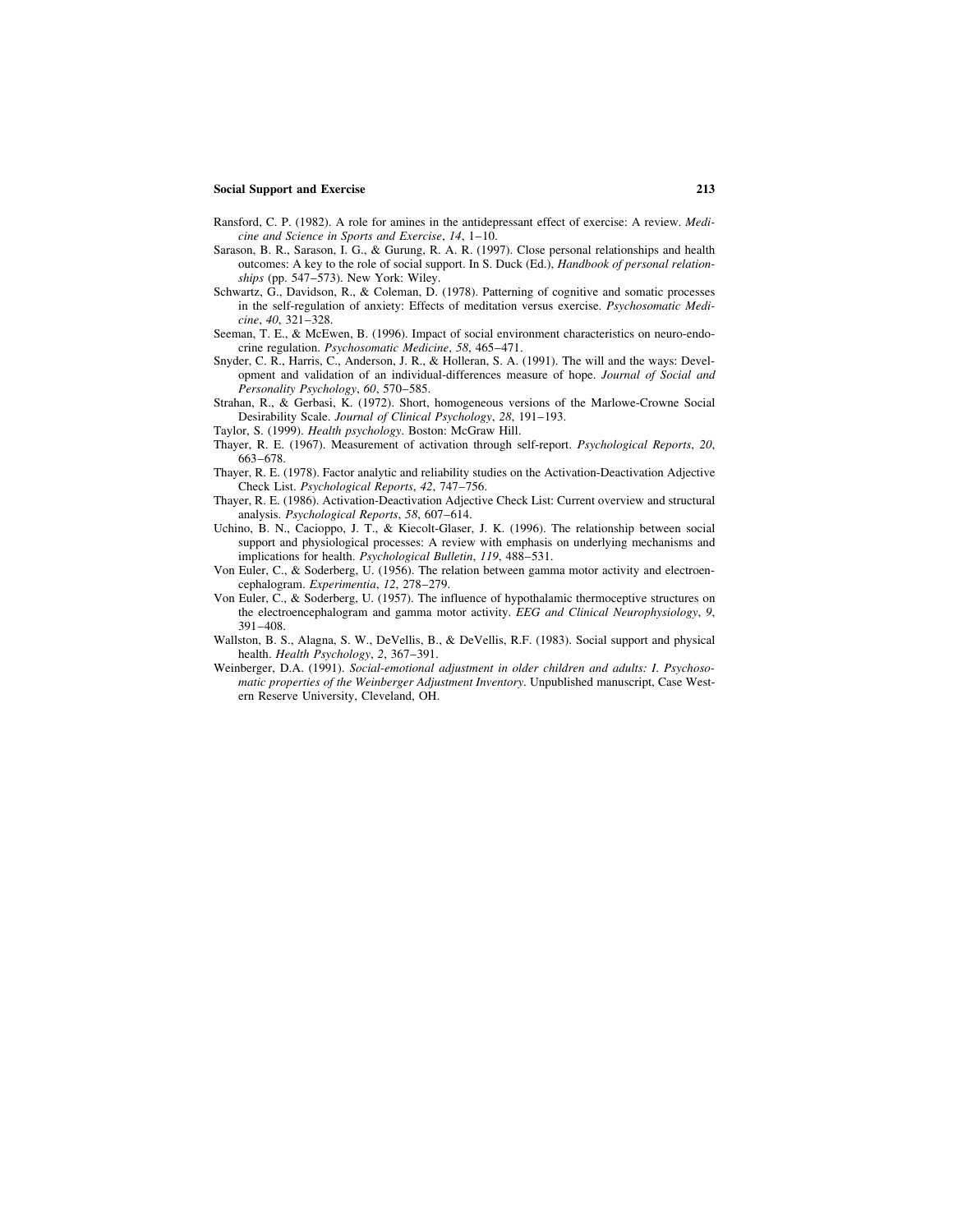Ransford, C. P. (1982). A role for amines in the antidepressant effect of exercise: A review. *Medicine and Science in Sports and Exercise*, *14*, 1–10.

Sarason, B. R., Sarason, I. G., & Gurung, R. A. R. (1997). Close personal relationships and health outcomes: A key to the role of social support. In S. Duck (Ed.), *Handbook of personal relationships* (pp. 547–573). New York: Wiley.

Schwartz, G., Davidson, R., & Coleman, D. (1978). Patterning of cognitive and somatic processes in the self-regulation of anxiety: Effects of meditation versus exercise. *Psychosomatic Medicine*, *40*, 321–328.

Seeman, T. E., & McEwen, B. (1996). Impact of social environment characteristics on neuro-endocrine regulation. *Psychosomatic Medicine*, *58*, 465–471.

Snyder, C. R., Harris, C., Anderson, J. R., & Holleran, S. A. (1991). The will and the ways: Development and validation of an individual-differences measure of hope. *Journal of Social and Personality Psychology*, *60*, 570–585.

Strahan, R., & Gerbasi, K. (1972). Short, homogeneous versions of the Marlowe-Crowne Social Desirability Scale. *Journal of Clinical Psychology*, *28*, 191–193.

Taylor, S. (1999). *Health psychology*. Boston: McGraw Hill.

Thayer, R. E. (1967). Measurement of activation through self-report. *Psychological Reports*, *20*, 663–678.

Thayer, R. E. (1978). Factor analytic and reliability studies on the Activation-Deactivation Adjective Check List. *Psychological Reports*, *42*, 747–756.

Thayer, R. E. (1986). Activation-Deactivation Adjective Check List: Current overview and structural analysis. *Psychological Reports*, *58*, 607–614.

Uchino, B. N., Cacioppo, J. T., & Kiecolt-Glaser, J. K. (1996). The relationship between social support and physiological processes: A review with emphasis on underlying mechanisms and implications for health. *Psychological Bulletin*, *119*, 488–531.

Von Euler, C., & Soderberg, U. (1956). The relation between gamma motor activity and electroencephalogram. *Experimentia*, *12*, 278–279.

Von Euler, C., & Soderberg, U. (1957). The influence of hypothalamic thermoceptive structures on the electroencephalogram and gamma motor activity. *EEG and Clinical Neurophysiology*, *9*, 391–408.

Wallston, B. S., Alagna, S. W., DeVellis, B., & DeVellis, R.F. (1983). Social support and physical health. *Health Psychology*, *2*, 367–391.

Weinberger, D.A. (1991). *Social-emotional adjustment in older children and adults: I. Psychosomatic properties of the Weinberger Adjustment Inventory*. Unpublished manuscript, Case Western Reserve University, Cleveland, OH.